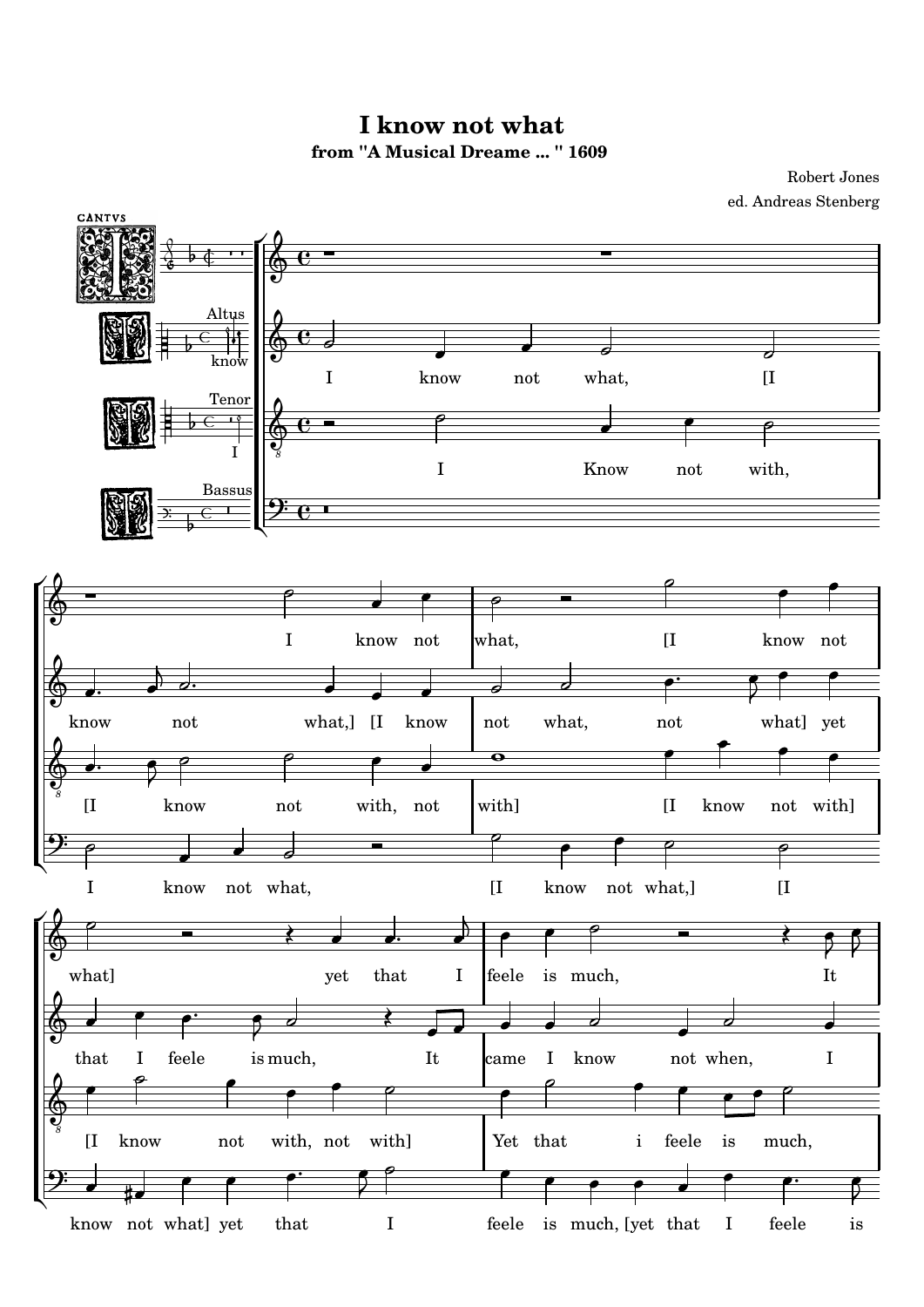# I know not what

**from "A Musical Dreame ... " 1609**

Robert Jones

ed. Andreas Stenberg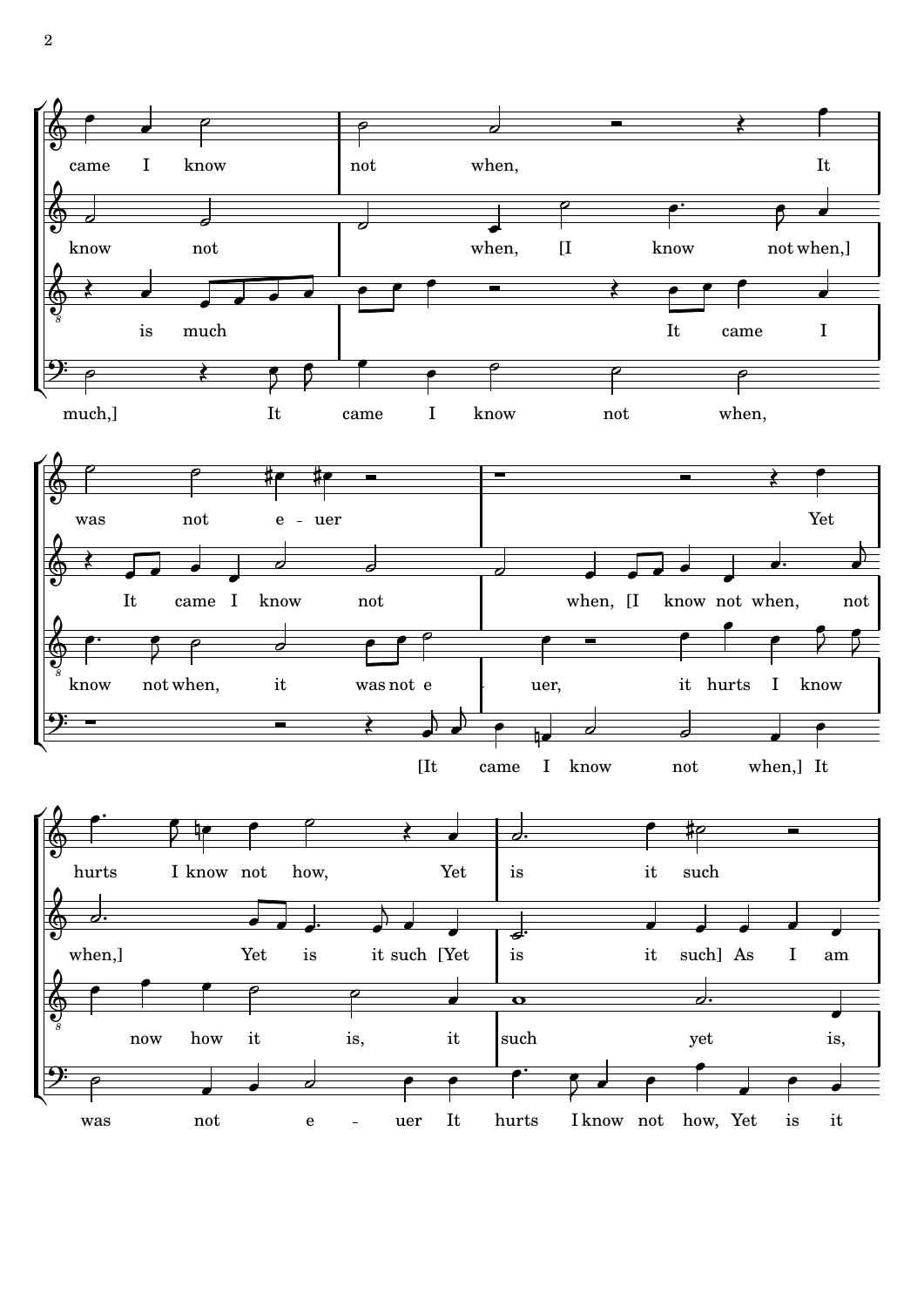came I know not when, It

know not when, [I know not when,]

is much It came I

much,] It came I know not when,

was not e - uer Yet

It came I know not when, [I know not when, not

know not when, it was not e - uer, it hurts I know

[It came I know not when,] It

hurts I know not how, Yet is it such

when,] Yet is it such [Yet is it such] As I am

now how it is, it such yet is,

was not e - uer It hurts I know not how, Yet is it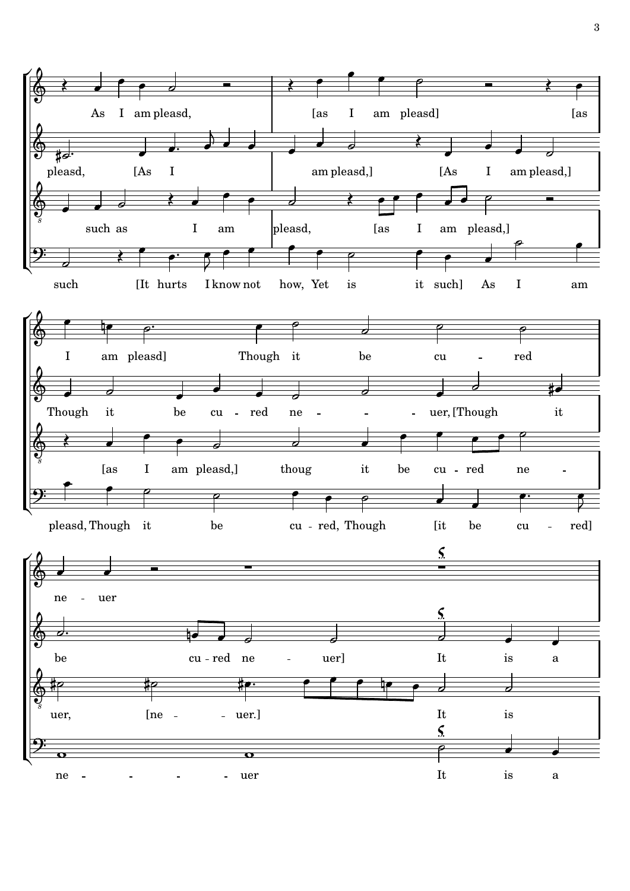As I am pleasd, [as I am pleasd] [as

pleasd, [As I am pleasd,] [As I am pleasd,]

such as I am pleasd, [as I am pleasd,]

such [It hurts I know not how, Yet is it such] As I am

I am pleasd] Though it be cu - red

Though it be cu - red ne - - - uer, [Though it

[as I am pleasd,] thoug it be cu - red ne -

pleasd, Though it be cu - red, Though [it be cu - red]

ne - uer

be cu - red ne - uer] It is a

uer, [ne - - uer.] It is

ne - - - - uer It is a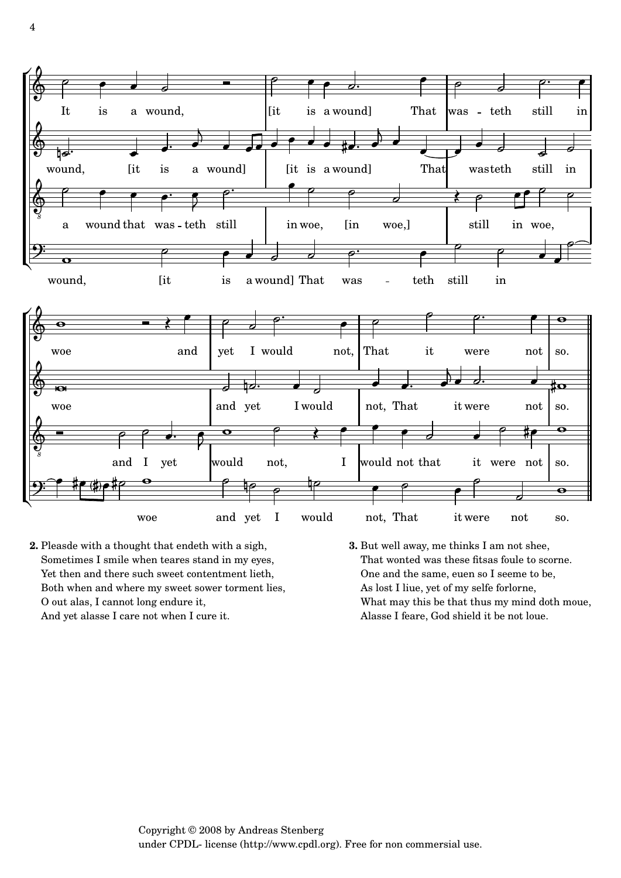**2.** Pleasde with a thought that endeth with a sigh,
Sometimes I smile when teares stand in my eyes,
Yet then and there such sweet contentment lieth,
Both when and where my sweet sower torment lies,
O out alas, I cannot long endure it,
And yet alasse I care not when I cure it.

**3.** But well away, me thinks I am not shee,
That wonted was these fitsas foule to scorne.
One and the same, euen so I seeme to be,
As lost I liue, yet of my selfe forlorne,
What may this be that thus my mind doth moue,
Alasse I feare, God shield it be not loue.

Copyright © 2008 by Andreas Stenberg
under CPDL- license (http://www.cpdl.org). Free for non commercial use.